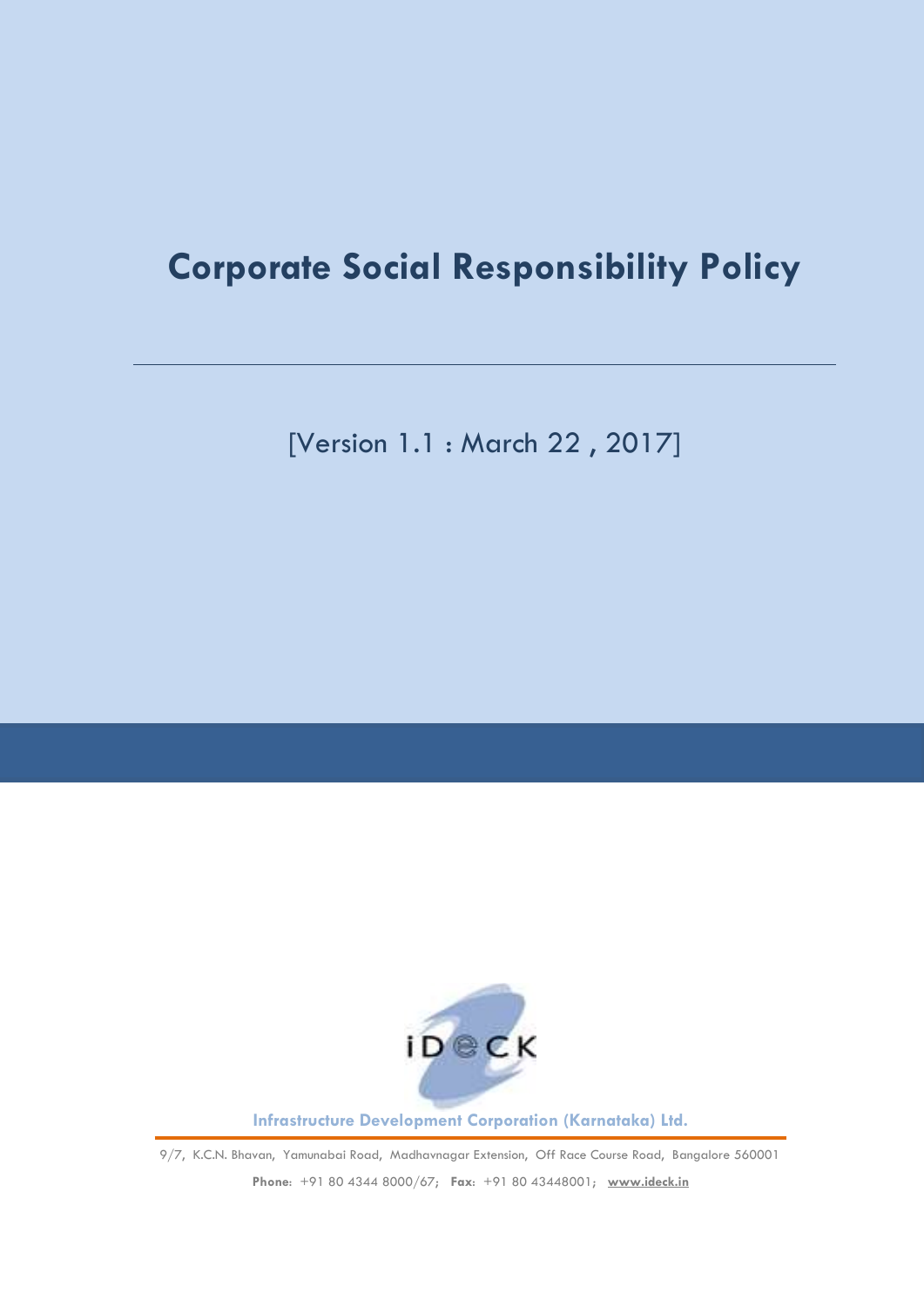# Corporate Social Responsibility Policy

[Version 1.1 : March 22 , 2017]

**Infrastructure Development Corporation (Karnataka) Ltd.**

9/7, K.C.N. Bhavan, Yamunabai Road, Madhavnagar Extension, Off Race Course Road, Bangalore 560001

**Phone**: +91 80 4344 8000/67; **Fax**: +91 80 43448001; **www.ideck.in**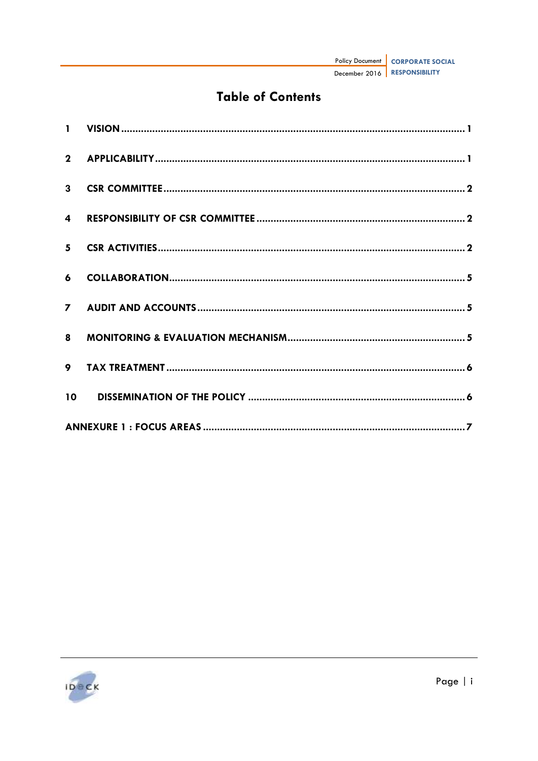# Table of Contents

1 VISION ........................................................................................................ 1

2 APPLICABILITY ............................................................................................. 1

3 CSR COMMITTEE .......................................................................................... 2

4 RESPONSIBILITY OF CSR COMMITTEE .......................................................... 2

5 CSR ACTIVITIES ............................................................................................ 2

6 COLLABORATION ......................................................................................... 5

7 AUDIT AND ACCOUNTS ............................................................................... 5

8 MONITORING & EVALUATION MECHANISM ................................................ 5

9 TAX TREATMENT .......................................................................................... 6

10 DISSEMINATION OF THE POLICY .............................................................. 6

ANNEXURE 1 : FOCUS AREAS ........................................................................... 7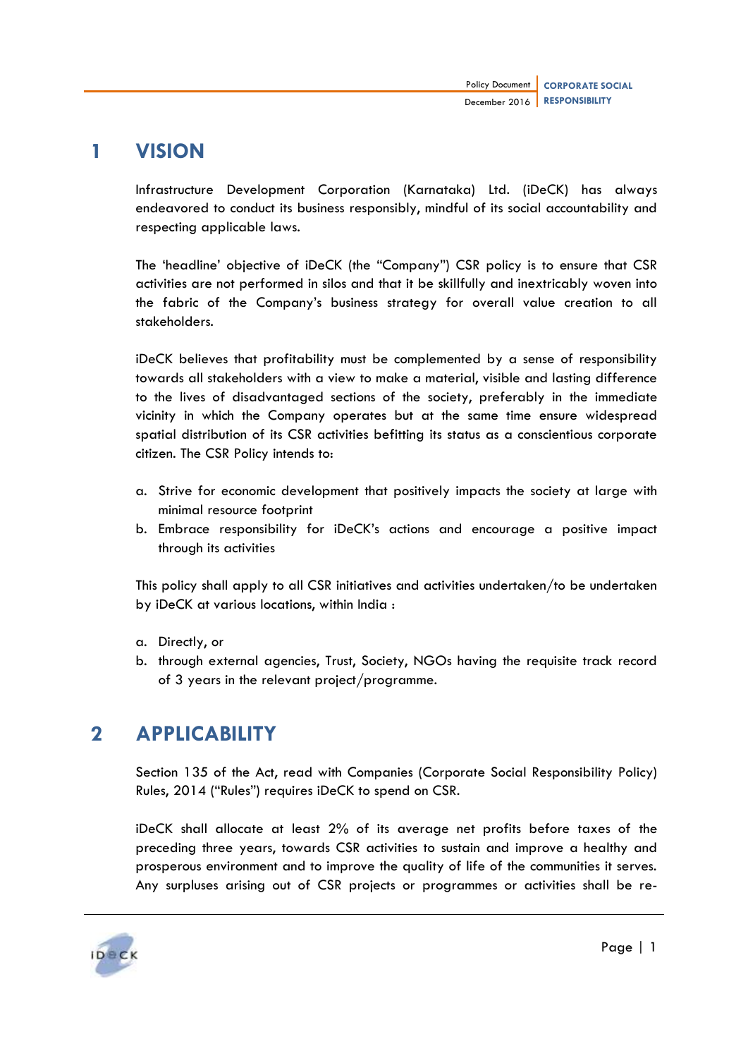# 1 VISION

Infrastructure Development Corporation (Karnataka) Ltd. (iDeCK) has always endeavored to conduct its business responsibly, mindful of its social accountability and respecting applicable laws.

The 'headline' objective of iDeCK (the "Company") CSR policy is to ensure that CSR activities are not performed in silos and that it be skillfully and inextricably woven into the fabric of the Company's business strategy for overall value creation to all stakeholders.

iDeCK believes that profitability must be complemented by a sense of responsibility towards all stakeholders with a view to make a material, visible and lasting difference to the lives of disadvantaged sections of the society, preferably in the immediate vicinity in which the Company operates but at the same time ensure widespread spatial distribution of its CSR activities befitting its status as a conscientious corporate citizen. The CSR Policy intends to:

a. Strive for economic development that positively impacts the society at large with minimal resource footprint
b. Embrace responsibility for iDeCK's actions and encourage a positive impact through its activities

This policy shall apply to all CSR initiatives and activities undertaken/to be undertaken by iDeCK at various locations, within India :

a. Directly, or
b. through external agencies, Trust, Society, NGOs having the requisite track record of 3 years in the relevant project/programme.

# 2 APPLICABILITY

Section 135 of the Act, read with Companies (Corporate Social Responsibility Policy) Rules, 2014 ("Rules") requires iDeCK to spend on CSR.

iDeCK shall allocate at least 2% of its average net profits before taxes of the preceding three years, towards CSR activities to sustain and improve a healthy and prosperous environment and to improve the quality of life of the communities it serves. Any surpluses arising out of CSR projects or programmes or activities shall be re-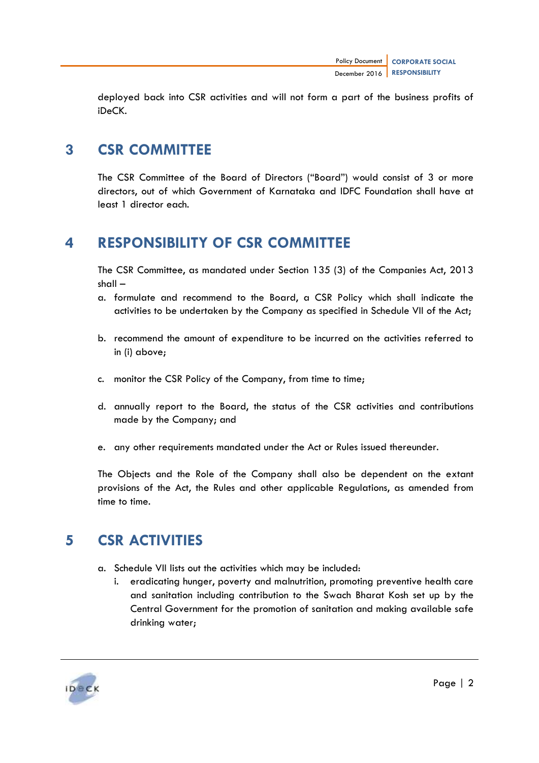deployed back into CSR activities and will not form a part of the business profits of iDeCK.

## 3 CSR COMMITTEE

The CSR Committee of the Board of Directors ("Board") would consist of 3 or more directors, out of which Government of Karnataka and IDFC Foundation shall have at least 1 director each.

## 4 RESPONSIBILITY OF CSR COMMITTEE

The CSR Committee, as mandated under Section 135 (3) of the Companies Act, 2013 shall –

a. formulate and recommend to the Board, a CSR Policy which shall indicate the activities to be undertaken by the Company as specified in Schedule VII of the Act;

b. recommend the amount of expenditure to be incurred on the activities referred to in (i) above;

c. monitor the CSR Policy of the Company, from time to time;

d. annually report to the Board, the status of the CSR activities and contributions made by the Company; and

e. any other requirements mandated under the Act or Rules issued thereunder.

The Objects and the Role of the Company shall also be dependent on the extant provisions of the Act, the Rules and other applicable Regulations, as amended from time to time.

## 5 CSR ACTIVITIES

a. Schedule VII lists out the activities which may be included:
   i. eradicating hunger, poverty and malnutrition, promoting preventive health care and sanitation including contribution to the Swach Bharat Kosh set up by the Central Government for the promotion of sanitation and making available safe drinking water;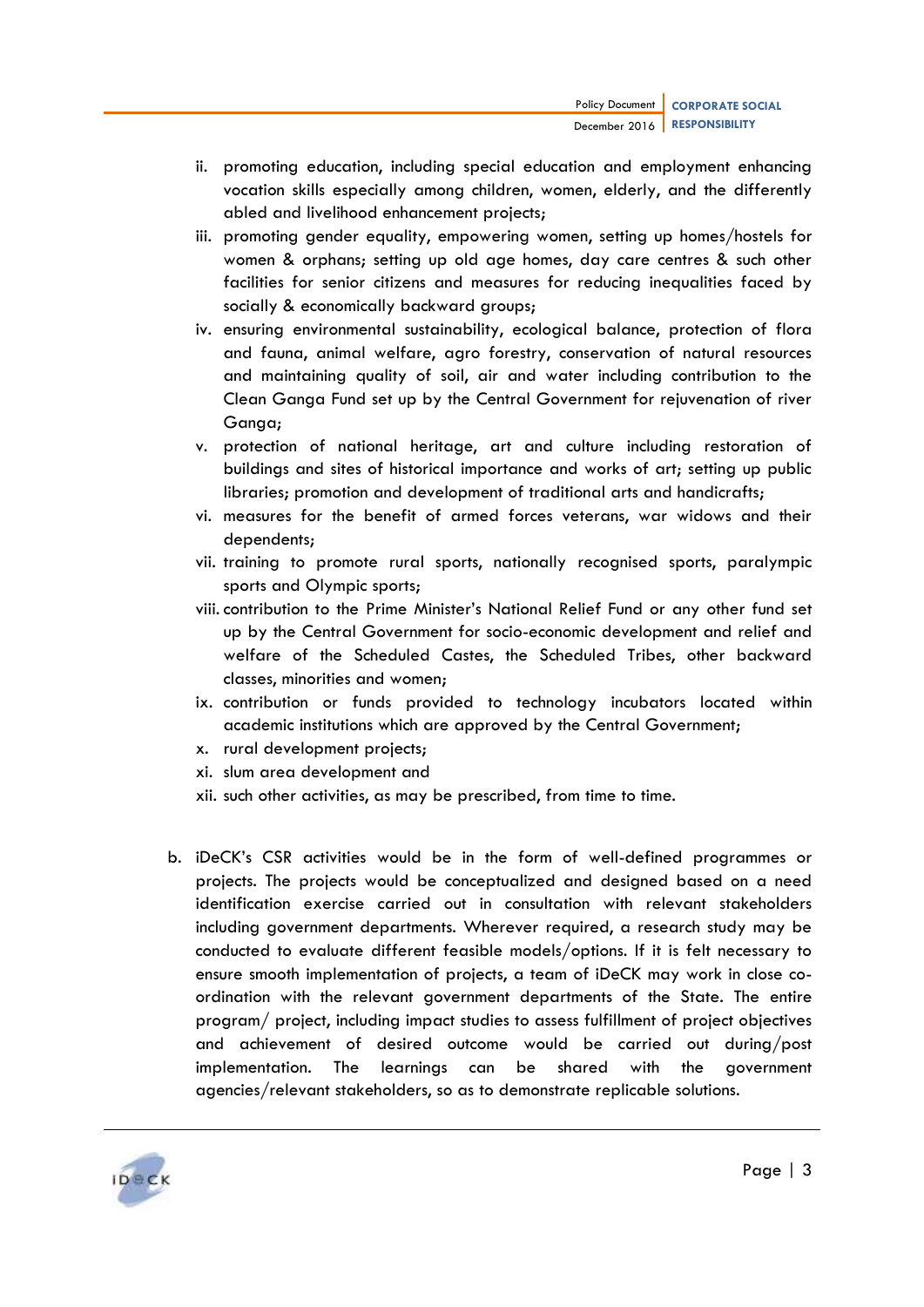ii. promoting education, including special education and employment enhancing vocation skills especially among children, women, elderly, and the differently abled and livelihood enhancement projects;

iii. promoting gender equality, empowering women, setting up homes/hostels for women & orphans; setting up old age homes, day care centres & such other facilities for senior citizens and measures for reducing inequalities faced by socially & economically backward groups;

iv. ensuring environmental sustainability, ecological balance, protection of flora and fauna, animal welfare, agro forestry, conservation of natural resources and maintaining quality of soil, air and water including contribution to the Clean Ganga Fund set up by the Central Government for rejuvenation of river Ganga;

v. protection of national heritage, art and culture including restoration of buildings and sites of historical importance and works of art; setting up public libraries; promotion and development of traditional arts and handicrafts;

vi. measures for the benefit of armed forces veterans, war widows and their dependents;

vii. training to promote rural sports, nationally recognised sports, paralympic sports and Olympic sports;

viii. contribution to the Prime Minister's National Relief Fund or any other fund set up by the Central Government for socio-economic development and relief and welfare of the Scheduled Castes, the Scheduled Tribes, other backward classes, minorities and women;

ix. contribution or funds provided to technology incubators located within academic institutions which are approved by the Central Government;

x. rural development projects;

xi. slum area development and

xii. such other activities, as may be prescribed, from time to time.

b. iDeCK's CSR activities would be in the form of well-defined programmes or projects. The projects would be conceptualized and designed based on a need identification exercise carried out in consultation with relevant stakeholders including government departments. Wherever required, a research study may be conducted to evaluate different feasible models/options. If it is felt necessary to ensure smooth implementation of projects, a team of iDeCK may work in close co-ordination with the relevant government departments of the State. The entire program/ project, including impact studies to assess fulfillment of project objectives and achievement of desired outcome would be carried out during/post implementation. The learnings can be shared with the government agencies/relevant stakeholders, so as to demonstrate replicable solutions.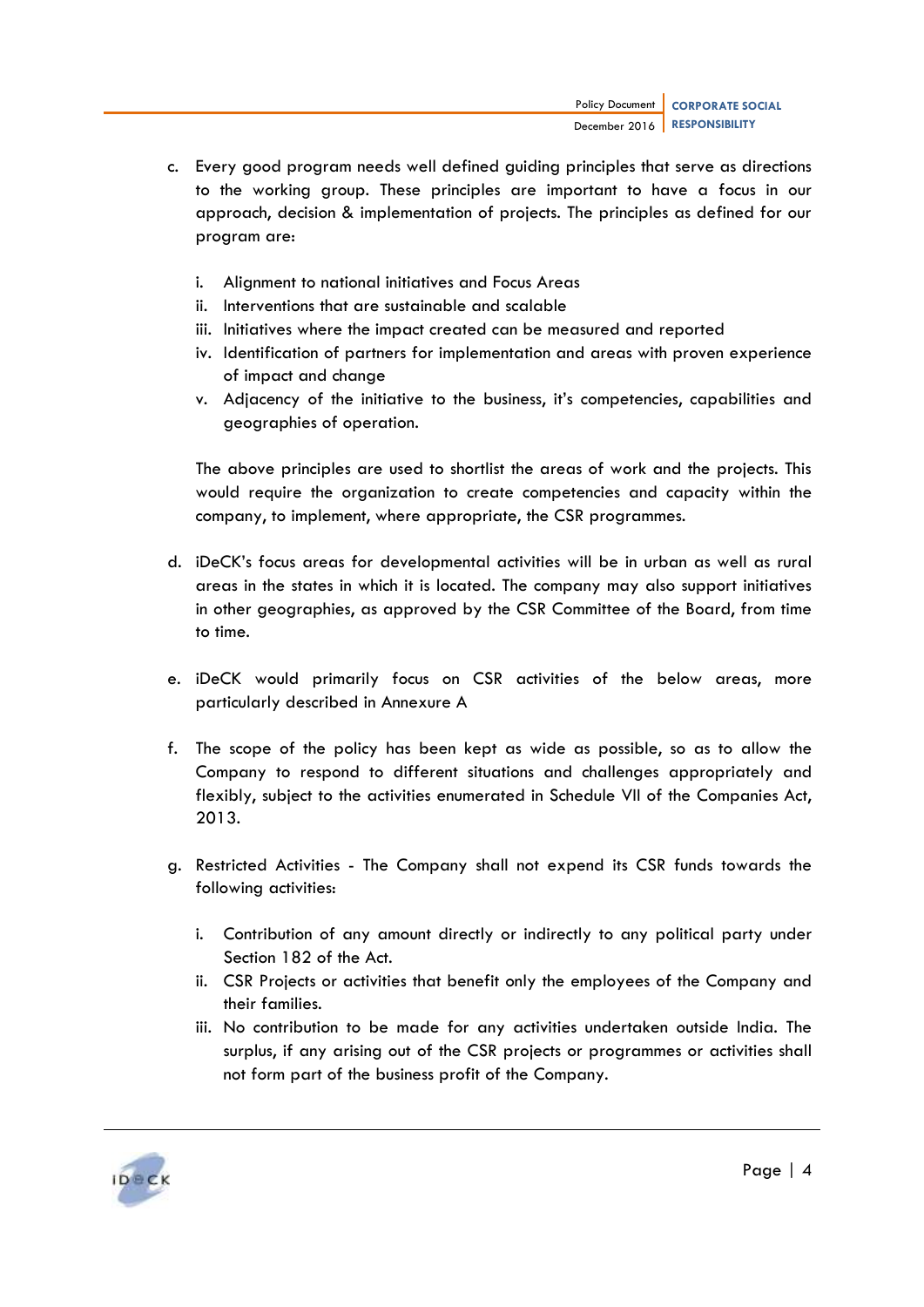c. Every good program needs well defined guiding principles that serve as directions to the working group. These principles are important to have a focus in our approach, decision & implementation of projects. The principles as defined for our program are:

   i. Alignment to national initiatives and Focus Areas
   ii. Interventions that are sustainable and scalable
   iii. Initiatives where the impact created can be measured and reported
   iv. Identification of partners for implementation and areas with proven experience of impact and change
   v. Adjacency of the initiative to the business, it's competencies, capabilities and geographies of operation.

   The above principles are used to shortlist the areas of work and the projects. This would require the organization to create competencies and capacity within the company, to implement, where appropriate, the CSR programmes.

d. iDeCK's focus areas for developmental activities will be in urban as well as rural areas in the states in which it is located. The company may also support initiatives in other geographies, as approved by the CSR Committee of the Board, from time to time.

e. iDeCK would primarily focus on CSR activities of the below areas, more particularly described in Annexure A

f. The scope of the policy has been kept as wide as possible, so as to allow the Company to respond to different situations and challenges appropriately and flexibly, subject to the activities enumerated in Schedule VII of the Companies Act, 2013.

g. Restricted Activities - The Company shall not expend its CSR funds towards the following activities:

   i. Contribution of any amount directly or indirectly to any political party under Section 182 of the Act.
   ii. CSR Projects or activities that benefit only the employees of the Company and their families.
   iii. No contribution to be made for any activities undertaken outside India. The surplus, if any arising out of the CSR projects or programmes or activities shall not form part of the business profit of the Company.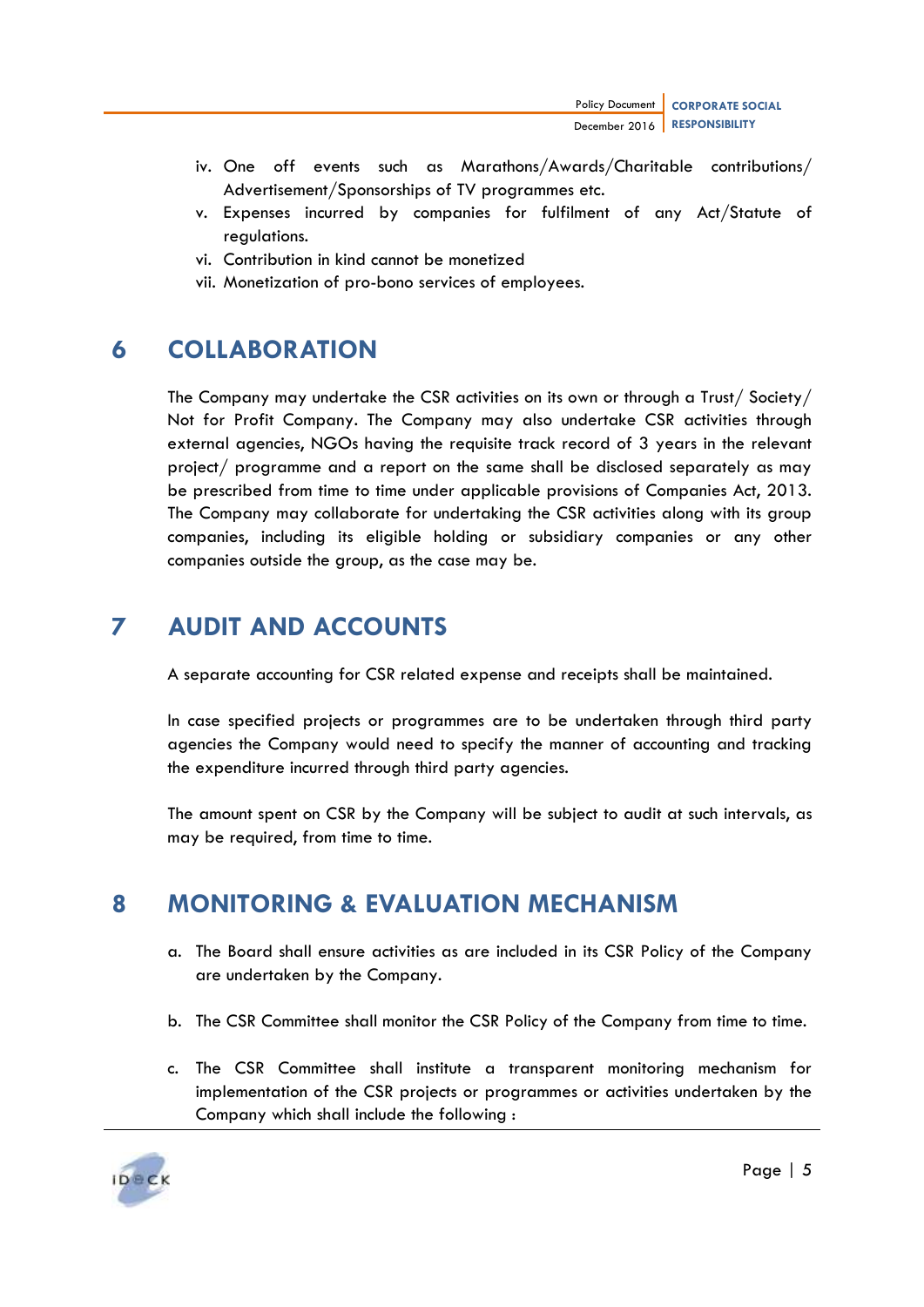iv. One off events such as Marathons/Awards/Charitable contributions/ Advertisement/Sponsorships of TV programmes etc.
v. Expenses incurred by companies for fulfilment of any Act/Statute of regulations.
vi. Contribution in kind cannot be monetized
vii. Monetization of pro-bono services of employees.

# 6 COLLABORATION

The Company may undertake the CSR activities on its own or through a Trust/ Society/ Not for Profit Company. The Company may also undertake CSR activities through external agencies, NGOs having the requisite track record of 3 years in the relevant project/ programme and a report on the same shall be disclosed separately as may be prescribed from time to time under applicable provisions of Companies Act, 2013. The Company may collaborate for undertaking the CSR activities along with its group companies, including its eligible holding or subsidiary companies or any other companies outside the group, as the case may be.

# 7 AUDIT AND ACCOUNTS

A separate accounting for CSR related expense and receipts shall be maintained.

In case specified projects or programmes are to be undertaken through third party agencies the Company would need to specify the manner of accounting and tracking the expenditure incurred through third party agencies.

The amount spent on CSR by the Company will be subject to audit at such intervals, as may be required, from time to time.

# 8 MONITORING & EVALUATION MECHANISM

a. The Board shall ensure activities as are included in its CSR Policy of the Company are undertaken by the Company.

b. The CSR Committee shall monitor the CSR Policy of the Company from time to time.

c. The CSR Committee shall institute a transparent monitoring mechanism for implementation of the CSR projects or programmes or activities undertaken by the Company which shall include the following :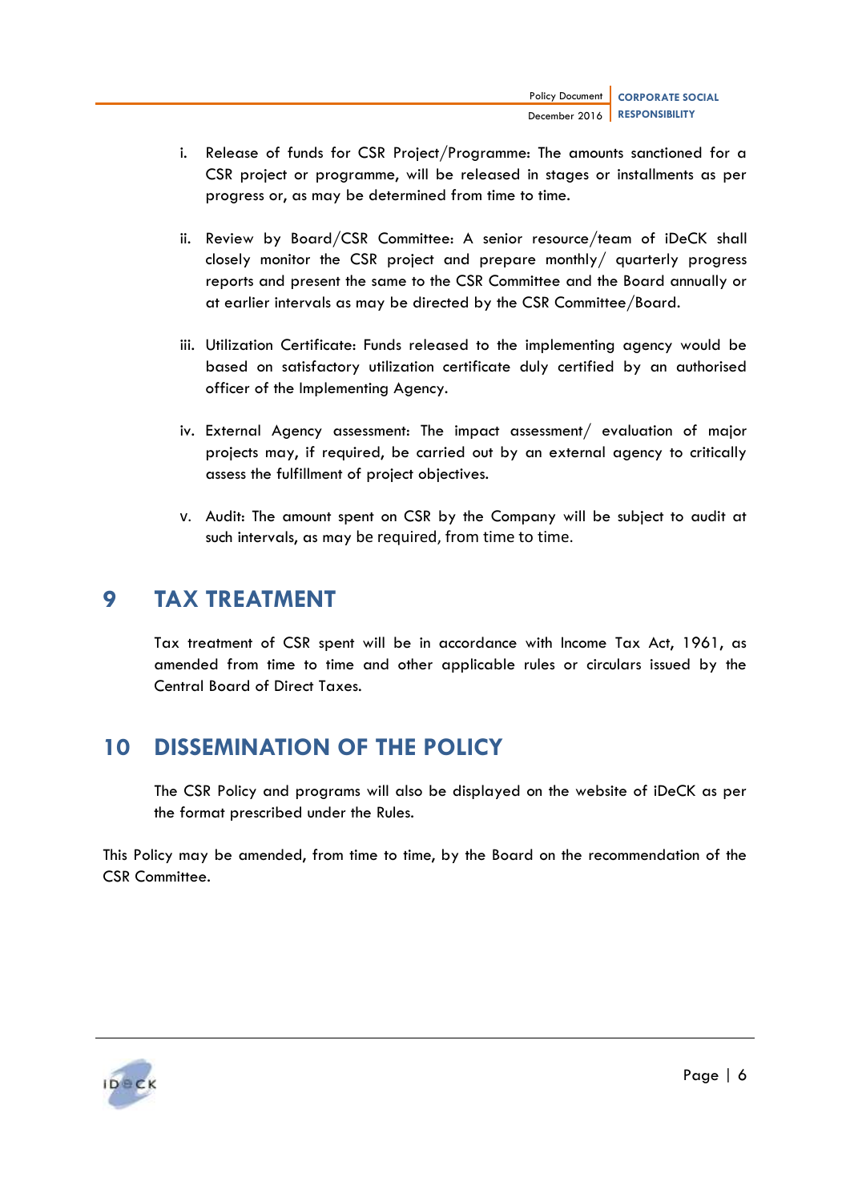i. Release of funds for CSR Project/Programme: The amounts sanctioned for a CSR project or programme, will be released in stages or installments as per progress or, as may be determined from time to time.

ii. Review by Board/CSR Committee: A senior resource/team of iDeCK shall closely monitor the CSR project and prepare monthly/ quarterly progress reports and present the same to the CSR Committee and the Board annually or at earlier intervals as may be directed by the CSR Committee/Board.

iii. Utilization Certificate: Funds released to the implementing agency would be based on satisfactory utilization certificate duly certified by an authorised officer of the Implementing Agency.

iv. External Agency assessment: The impact assessment/ evaluation of major projects may, if required, be carried out by an external agency to critically assess the fulfillment of project objectives.

v. Audit: The amount spent on CSR by the Company will be subject to audit at such intervals, as may be required, from time to time.

# 9 TAX TREATMENT

Tax treatment of CSR spent will be in accordance with Income Tax Act, 1961, as amended from time to time and other applicable rules or circulars issued by the Central Board of Direct Taxes.

# 10 DISSEMINATION OF THE POLICY

The CSR Policy and programs will also be displayed on the website of iDeCK as per the format prescribed under the Rules.

This Policy may be amended, from time to time, by the Board on the recommendation of the CSR Committee.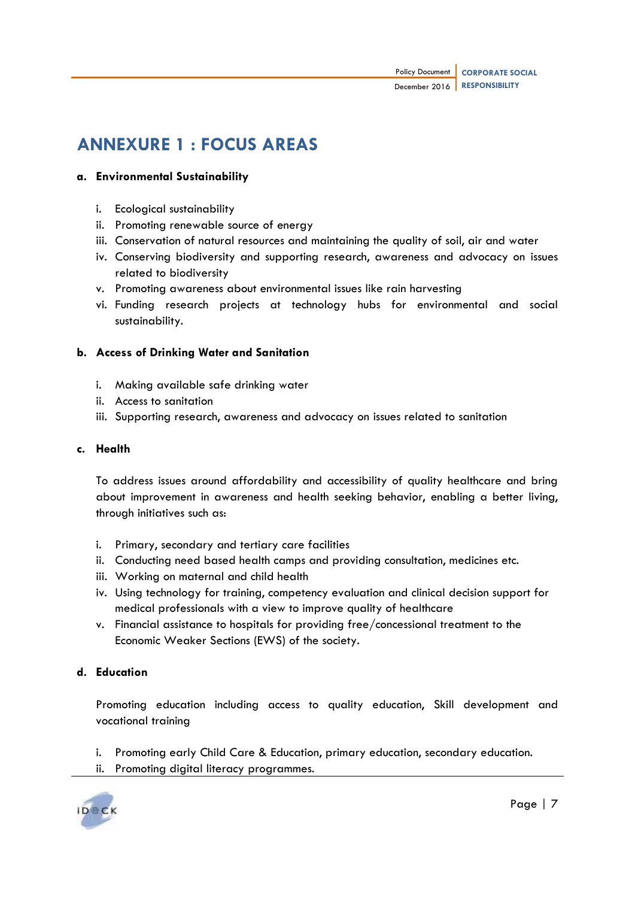# ANNEXURE 1 : FOCUS AREAS

**a. Environmental Sustainability**

i. Ecological sustainability
ii. Promoting renewable source of energy
iii. Conservation of natural resources and maintaining the quality of soil, air and water
iv. Conserving biodiversity and supporting research, awareness and advocacy on issues related to biodiversity
v. Promoting awareness about environmental issues like rain harvesting
vi. Funding research projects at technology hubs for environmental and social sustainability.

**b. Access of Drinking Water and Sanitation**

i. Making available safe drinking water
ii. Access to sanitation
iii. Supporting research, awareness and advocacy on issues related to sanitation

**c. Health**

To address issues around affordability and accessibility of quality healthcare and bring about improvement in awareness and health seeking behavior, enabling a better living, through initiatives such as:

i. Primary, secondary and tertiary care facilities
ii. Conducting need based health camps and providing consultation, medicines etc.
iii. Working on maternal and child health
iv. Using technology for training, competency evaluation and clinical decision support for medical professionals with a view to improve quality of healthcare
v. Financial assistance to hospitals for providing free/concessional treatment to the Economic Weaker Sections (EWS) of the society.

**d. Education**

Promoting education including access to quality education, Skill development and vocational training

i. Promoting early Child Care & Education, primary education, secondary education.
ii. Promoting digital literacy programmes.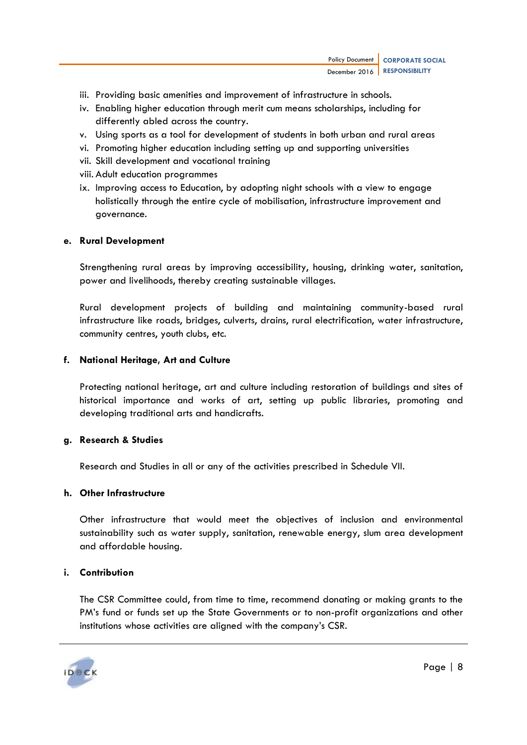iii. Providing basic amenities and improvement of infrastructure in schools.
iv. Enabling higher education through merit cum means scholarships, including for differently abled across the country.
v. Using sports as a tool for development of students in both urban and rural areas
vi. Promoting higher education including setting up and supporting universities
vii. Skill development and vocational training
viii. Adult education programmes
ix. Improving access to Education, by adopting night schools with a view to engage holistically through the entire cycle of mobilisation, infrastructure improvement and governance.

**e. Rural Development**

Strengthening rural areas by improving accessibility, housing, drinking water, sanitation, power and livelihoods, thereby creating sustainable villages.

Rural development projects of building and maintaining community-based rural infrastructure like roads, bridges, culverts, drains, rural electrification, water infrastructure, community centres, youth clubs, etc.

**f. National Heritage, Art and Culture**

Protecting national heritage, art and culture including restoration of buildings and sites of historical importance and works of art, setting up public libraries, promoting and developing traditional arts and handicrafts.

**g. Research & Studies**

Research and Studies in all or any of the activities prescribed in Schedule VII.

**h. Other Infrastructure**

Other infrastructure that would meet the objectives of inclusion and environmental sustainability such as water supply, sanitation, renewable energy, slum area development and affordable housing.

**i. Contribution**

The CSR Committee could, from time to time, recommend donating or making grants to the PM's fund or funds set up the State Governments or to non-profit organizations and other institutions whose activities are aligned with the company's CSR.